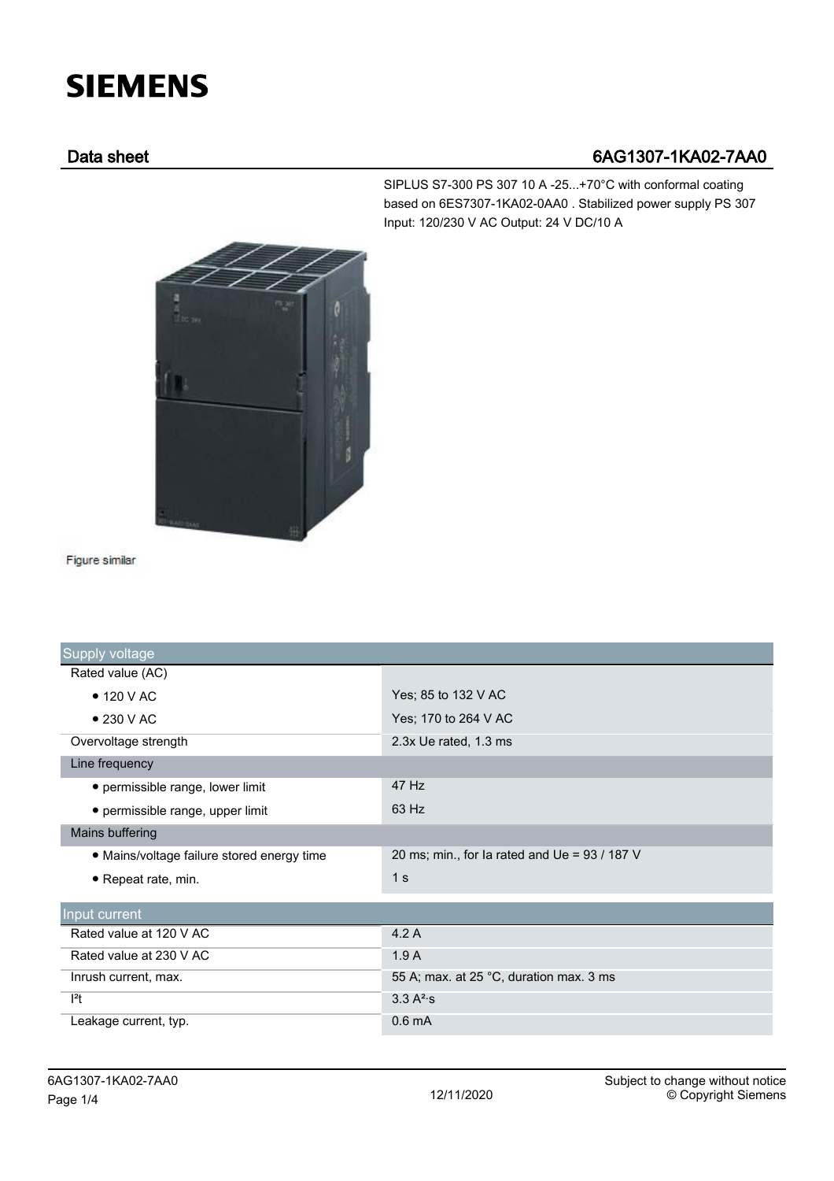# SIEMENS

## Data sheet 6AG1307-1KA02-7AA0

SIPLUS S7-300 PS 307 10 A -25...+70°C with conformal coating based on 6ES7307-1KA02-0AA0 . Stabilized power supply PS 307 Input: 120/230 V AC Output: 24 V DC/10 A

Figure similar

| Supply voltage | |
|---|---|
| Rated value (AC) | |
| • 120 V AC | Yes; 85 to 132 V AC |
| • 230 V AC | Yes; 170 to 264 V AC |
| Overvoltage strength | 2.3x Ue rated, 1.3 ms |
| Line frequency | |
| • permissible range, lower limit | 47 Hz |
| • permissible range, upper limit | 63 Hz |
| Mains buffering | |
| • Mains/voltage failure stored energy time | 20 ms; min., for Ia rated and Ue = 93 / 187 V |
| • Repeat rate, min. | 1 s |

| Input current | |
|---|---|
| Rated value at 120 V AC | 4.2 A |
| Rated value at 230 V AC | 1.9 A |
| Inrush current, max. | 55 A; max. at 25 °C, duration max. 3 ms |
| $I^2t$ | 3.3 $A^2 \cdot s$ |
| Leakage current, typ. | 0.6 mA |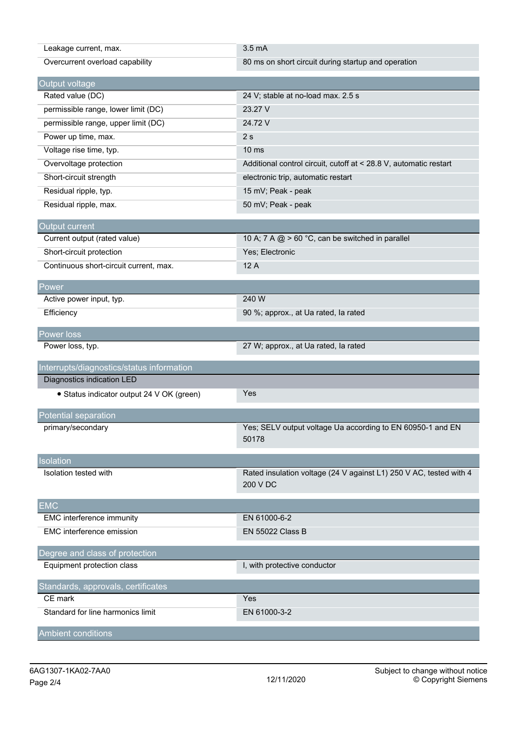| | |
|---|---|
| Leakage current, max. | 3.5 mA |
| Overcurrent overload capability | 80 ms on short circuit during startup and operation |

| Output voltage | |
|---|---|
| Rated value (DC) | 24 V; stable at no-load max. 2.5 s |
| permissible range, lower limit (DC) | 23.27 V |
| permissible range, upper limit (DC) | 24.72 V |
| Power up time, max. | 2 s |
| Voltage rise time, typ. | 10 ms |
| Overvoltage protection | Additional control circuit, cutoff at < 28.8 V, automatic restart |
| Short-circuit strength | electronic trip, automatic restart |
| Residual ripple, typ. | 15 mV; Peak - peak |
| Residual ripple, max. | 50 mV; Peak - peak |

| Output current | |
|---|---|
| Current output (rated value) | 10 A; 7 A @ > 60 °C, can be switched in parallel |
| Short-circuit protection | Yes; Electronic |
| Continuous short-circuit current, max. | 12 A |

| Power | |
|---|---|
| Active power input, typ. | 240 W |
| Efficiency | 90 %; approx., at Ua rated, Ia rated |

| Power loss | |
|---|---|
| Power loss, typ. | 27 W; approx., at Ua rated, Ia rated |

| Interrupts/diagnostics/status information | |
|---|---|
| Diagnostics indication LED | |
| • Status indicator output 24 V OK (green) | Yes |

| Potential separation | |
|---|---|
| primary/secondary | Yes; SELV output voltage Ua according to EN 60950-1 and EN 50178 |

| Isolation | |
|---|---|
| Isolation tested with | Rated insulation voltage (24 V against L1) 250 V AC, tested with 4 200 V DC |

| EMC | |
|---|---|
| EMC interference immunity | EN 61000-6-2 |
| EMC interference emission | EN 55022 Class B |

| Degree and class of protection | |
|---|---|
| Equipment protection class | I, with protective conductor |

| Standards, approvals, certificates | |
|---|---|
| CE mark | Yes |
| Standard for line harmonics limit | EN 61000-3-2 |

| Ambient conditions | |
|---|---|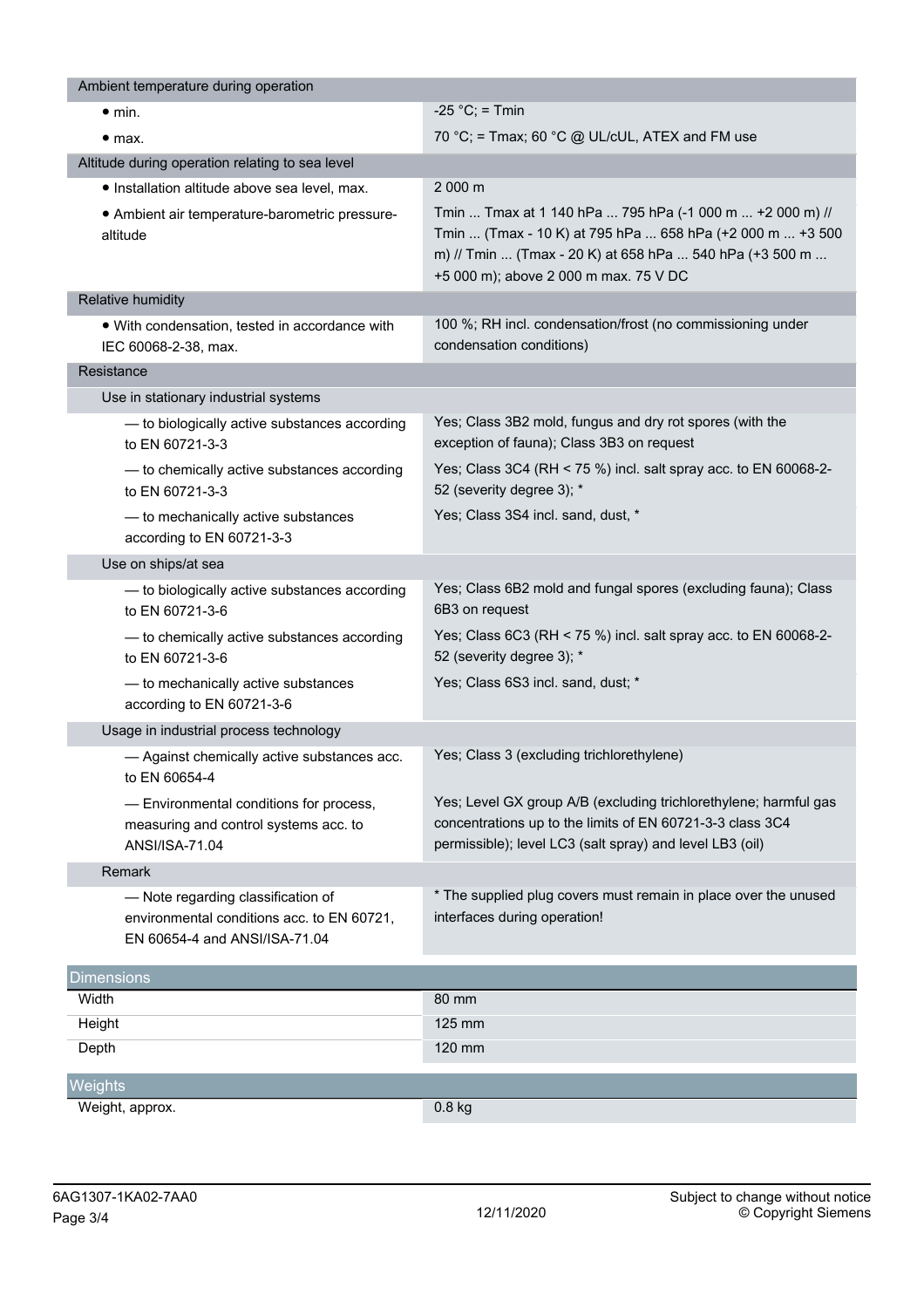| | |
|---|---|
| **Ambient temperature during operation** | |
| • min. | -25 °C; = Tmin |
| • max. | 70 °C; = Tmax; 60 °C @ UL/cUL, ATEX and FM use |
| **Altitude during operation relating to sea level** | |
| • Installation altitude above sea level, max. | 2 000 m |
| • Ambient air temperature-barometric pressure-altitude | Tmin ... Tmax at 1 140 hPa ... 795 hPa (-1 000 m ... +2 000 m) // Tmin ... (Tmax - 10 K) at 795 hPa ... 658 hPa (+2 000 m ... +3 500 m) // Tmin ... (Tmax - 20 K) at 658 hPa ... 540 hPa (+3 500 m ... +5 000 m); above 2 000 m max. 75 V DC |
| **Relative humidity** | |
| • With condensation, tested in accordance with IEC 60068-2-38, max. | 100 %; RH incl. condensation/frost (no commissioning under condensation conditions) |
| **Resistance** | |
| Use in stationary industrial systems | |
| — to biologically active substances according to EN 60721-3-3 | Yes; Class 3B2 mold, fungus and dry rot spores (with the exception of fauna); Class 3B3 on request |
| — to chemically active substances according to EN 60721-3-3 | Yes; Class 3C4 (RH < 75 %) incl. salt spray acc. to EN 60068-2-52 (severity degree 3); * |
| — to mechanically active substances according to EN 60721-3-3 | Yes; Class 3S4 incl. sand, dust, * |
| Use on ships/at sea | |
| — to biologically active substances according to EN 60721-3-6 | Yes; Class 6B2 mold and fungal spores (excluding fauna); Class 6B3 on request |
| — to chemically active substances according to EN 60721-3-6 | Yes; Class 6C3 (RH < 75 %) incl. salt spray acc. to EN 60068-2-52 (severity degree 3); * |
| — to mechanically active substances according to EN 60721-3-6 | Yes; Class 6S3 incl. sand, dust; * |
| Usage in industrial process technology | |
| — Against chemically active substances acc. to EN 60654-4 | Yes; Class 3 (excluding trichlorethylene) |
| — Environmental conditions for process, measuring and control systems acc. to ANSI/ISA-71.04 | Yes; Level GX group A/B (excluding trichlorethylene; harmful gas concentrations up to the limits of EN 60721-3-3 class 3C4 permissible); level LC3 (salt spray) and level LB3 (oil) |
| Remark | |
| — Note regarding classification of environmental conditions acc. to EN 60721, EN 60654-4 and ANSI/ISA-71.04 | * The supplied plug covers must remain in place over the unused interfaces during operation! |

## Dimensions

| | |
|---|---|
| Width | 80 mm |
| Height | 125 mm |
| Depth | 120 mm |

## Weights

| | |
|---|---|
| Weight, approx. | 0.8 kg |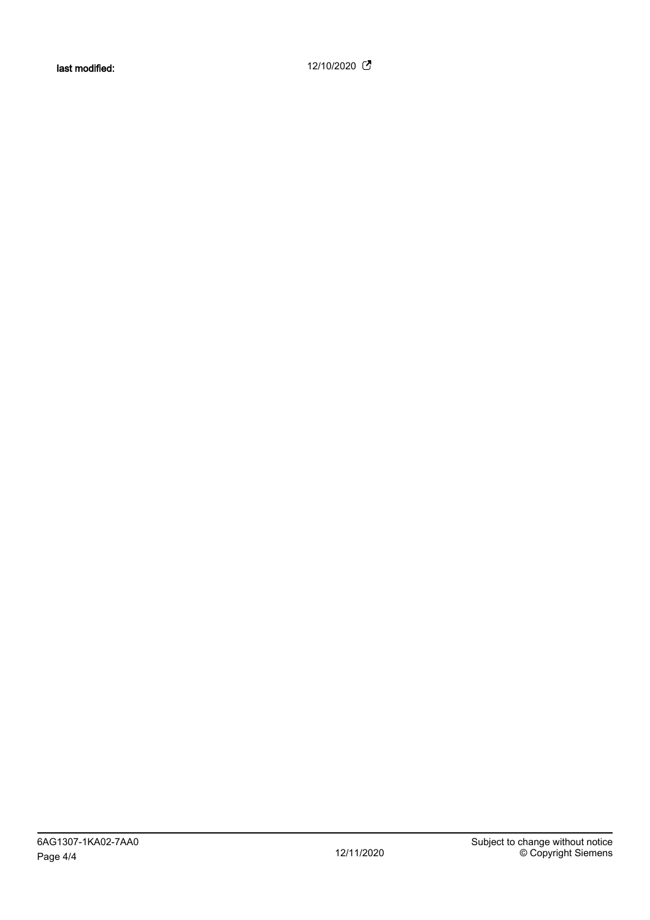| | |
|---|---|
| **last modified:** | 12/10/2020 |